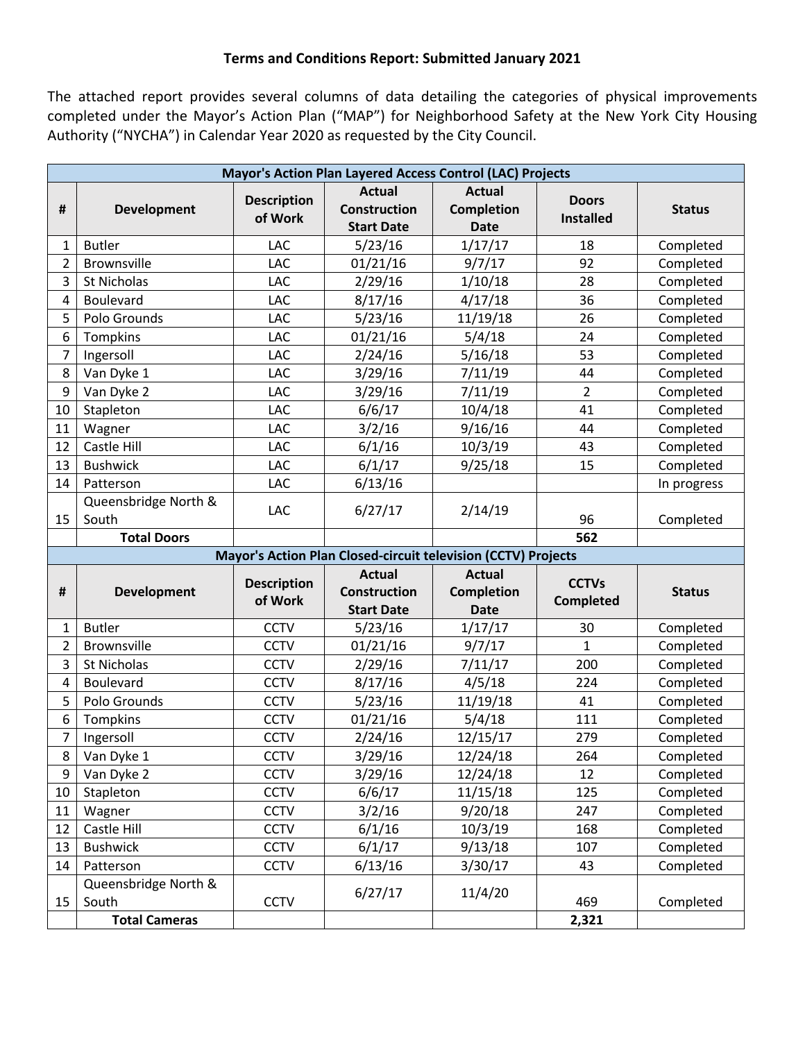**Terms and Conditions Report: Submitted January 2021**

The attached report provides several columns of data detailing the categories of physical improvements completed under the Mayor's Action Plan ("MAP") for Neighborhood Safety at the New York City Housing Authority ("NYCHA") in Calendar Year 2020 as requested by the City Council.

| Mayor's Action Plan Layered Access Control (LAC) Projects | | | | | | |
|---|---|---|---|---|---|---|
| **#** | **Development** | **Description of Work** | **Actual Construction Start Date** | **Actual Completion Date** | **Doors Installed** | **Status** |
| 1 | Butler | LAC | 5/23/16 | 1/17/17 | 18 | Completed |
| 2 | Brownsville | LAC | 01/21/16 | 9/7/17 | 92 | Completed |
| 3 | St Nicholas | LAC | 2/29/16 | 1/10/18 | 28 | Completed |
| 4 | Boulevard | LAC | 8/17/16 | 4/17/18 | 36 | Completed |
| 5 | Polo Grounds | LAC | 5/23/16 | 11/19/18 | 26 | Completed |
| 6 | Tompkins | LAC | 01/21/16 | 5/4/18 | 24 | Completed |
| 7 | Ingersoll | LAC | 2/24/16 | 5/16/18 | 53 | Completed |
| 8 | Van Dyke 1 | LAC | 3/29/16 | 7/11/19 | 44 | Completed |
| 9 | Van Dyke 2 | LAC | 3/29/16 | 7/11/19 | 2 | Completed |
| 10 | Stapleton | LAC | 6/6/17 | 10/4/18 | 41 | Completed |
| 11 | Wagner | LAC | 3/2/16 | 9/16/16 | 44 | Completed |
| 12 | Castle Hill | LAC | 6/1/16 | 10/3/19 | 43 | Completed |
| 13 | Bushwick | LAC | 6/1/17 | 9/25/18 | 15 | Completed |
| 14 | Patterson | LAC | 6/13/16 | | | In progress |
| 15 | Queensbridge North & South | LAC | 6/27/17 | 2/14/19 | 96 | Completed |
| | **Total Doors** | | | | **562** | |

| Mayor's Action Plan Closed-circuit television (CCTV) Projects | | | | | | |
|---|---|---|---|---|---|---|
| **#** | **Development** | **Description of Work** | **Actual Construction Start Date** | **Actual Completion Date** | **CCTVs Completed** | **Status** |
| 1 | Butler | CCTV | 5/23/16 | 1/17/17 | 30 | Completed |
| 2 | Brownsville | CCTV | 01/21/16 | 9/7/17 | 1 | Completed |
| 3 | St Nicholas | CCTV | 2/29/16 | 7/11/17 | 200 | Completed |
| 4 | Boulevard | CCTV | 8/17/16 | 4/5/18 | 224 | Completed |
| 5 | Polo Grounds | CCTV | 5/23/16 | 11/19/18 | 41 | Completed |
| 6 | Tompkins | CCTV | 01/21/16 | 5/4/18 | 111 | Completed |
| 7 | Ingersoll | CCTV | 2/24/16 | 12/15/17 | 279 | Completed |
| 8 | Van Dyke 1 | CCTV | 3/29/16 | 12/24/18 | 264 | Completed |
| 9 | Van Dyke 2 | CCTV | 3/29/16 | 12/24/18 | 12 | Completed |
| 10 | Stapleton | CCTV | 6/6/17 | 11/15/18 | 125 | Completed |
| 11 | Wagner | CCTV | 3/2/16 | 9/20/18 | 247 | Completed |
| 12 | Castle Hill | CCTV | 6/1/16 | 10/3/19 | 168 | Completed |
| 13 | Bushwick | CCTV | 6/1/17 | 9/13/18 | 107 | Completed |
| 14 | Patterson | CCTV | 6/13/16 | 3/30/17 | 43 | Completed |
| 15 | Queensbridge North & South | CCTV | 6/27/17 | 11/4/20 | 469 | Completed |
| | **Total Cameras** | | | | **2,321** | |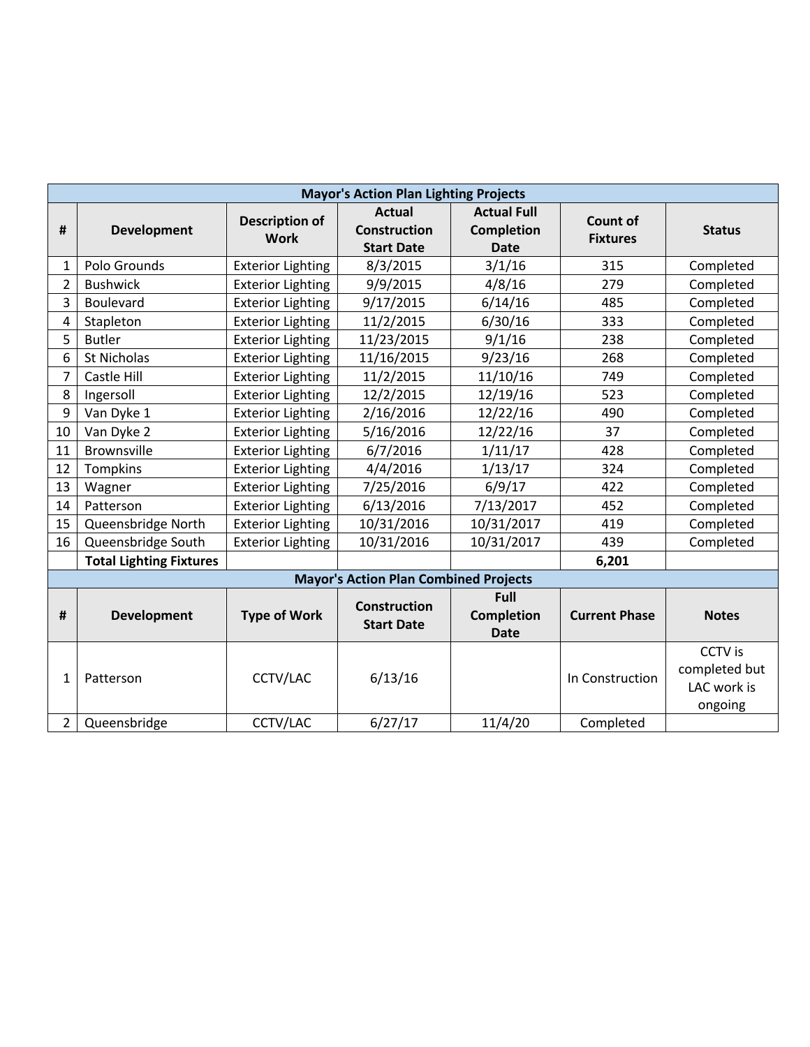## Mayor's Action Plan Lighting Projects

| # | Development | Description of Work | Actual Construction Start Date | Actual Full Completion Date | Count of Fixtures | Status |
|---|---|---|---|---|---|---|
| 1 | Polo Grounds | Exterior Lighting | 8/3/2015 | 3/1/16 | 315 | Completed |
| 2 | Bushwick | Exterior Lighting | 9/9/2015 | 4/8/16 | 279 | Completed |
| 3 | Boulevard | Exterior Lighting | 9/17/2015 | 6/14/16 | 485 | Completed |
| 4 | Stapleton | Exterior Lighting | 11/2/2015 | 6/30/16 | 333 | Completed |
| 5 | Butler | Exterior Lighting | 11/23/2015 | 9/1/16 | 238 | Completed |
| 6 | St Nicholas | Exterior Lighting | 11/16/2015 | 9/23/16 | 268 | Completed |
| 7 | Castle Hill | Exterior Lighting | 11/2/2015 | 11/10/16 | 749 | Completed |
| 8 | Ingersoll | Exterior Lighting | 12/2/2015 | 12/19/16 | 523 | Completed |
| 9 | Van Dyke 1 | Exterior Lighting | 2/16/2016 | 12/22/16 | 490 | Completed |
| 10 | Van Dyke 2 | Exterior Lighting | 5/16/2016 | 12/22/16 | 37 | Completed |
| 11 | Brownsville | Exterior Lighting | 6/7/2016 | 1/11/17 | 428 | Completed |
| 12 | Tompkins | Exterior Lighting | 4/4/2016 | 1/13/17 | 324 | Completed |
| 13 | Wagner | Exterior Lighting | 7/25/2016 | 6/9/17 | 422 | Completed |
| 14 | Patterson | Exterior Lighting | 6/13/2016 | 7/13/2017 | 452 | Completed |
| 15 | Queensbridge North | Exterior Lighting | 10/31/2016 | 10/31/2017 | 419 | Completed |
| 16 | Queensbridge South | Exterior Lighting | 10/31/2016 | 10/31/2017 | 439 | Completed |
| | **Total Lighting Fixtures** | | | | **6,201** | |

## Mayor's Action Plan Combined Projects

| # | Development | Type of Work | Construction Start Date | Full Completion Date | Current Phase | Notes |
|---|---|---|---|---|---|---|
| 1 | Patterson | CCTV/LAC | 6/13/16 | | In Construction | CCTV is completed but LAC work is ongoing |
| 2 | Queensbridge | CCTV/LAC | 6/27/17 | 11/4/20 | Completed | |